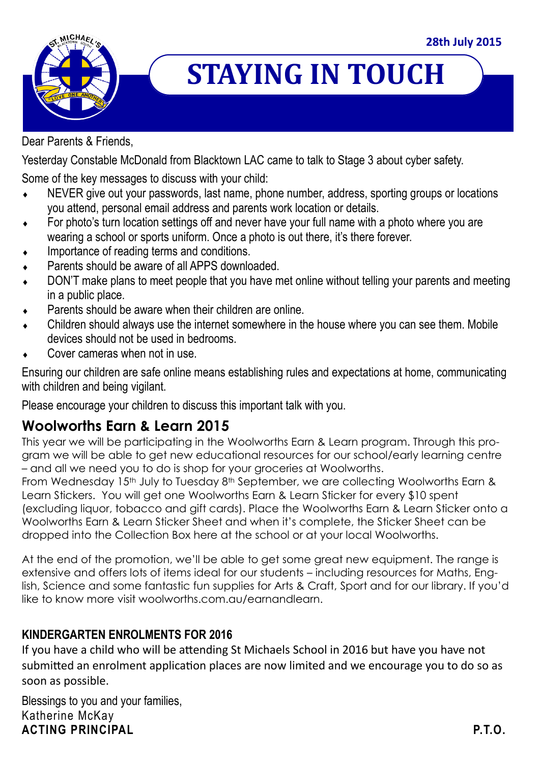28th July 2015

# STAYING IN TOUCH

Dear Parents & Friends,

Yesterday Constable McDonald from Blacktown LAC came to talk to Stage 3 about cyber safety.

Some of the key messages to discuss with your child:

- NEVER give out your passwords, last name, phone number, address, sporting groups or locations you attend, personal email address and parents work location or details.
- For photo's turn location settings off and never have your full name with a photo where you are wearing a school or sports uniform. Once a photo is out there, it's there forever.
- Importance of reading terms and conditions.
- Parents should be aware of all APPS downloaded.
- DON'T make plans to meet people that you have met online without telling your parents and meeting in a public place.
- Parents should be aware when their children are online.
- Children should always use the internet somewhere in the house where you can see them. Mobile devices should not be used in bedrooms.
- Cover cameras when not in use.

Ensuring our children are safe online means establishing rules and expectations at home, communicating with children and being vigilant.

Please encourage your children to discuss this important talk with you.

## Woolworths Earn & Learn 2015

This year we will be participating in the Woolworths Earn & Learn program. Through this program we will be able to get new educational resources for our school/early learning centre – and all we need you to do is shop for your groceries at Woolworths.

From Wednesday 15th July to Tuesday 8th September, we are collecting Woolworths Earn & Learn Stickers. You will get one Woolworths Earn & Learn Sticker for every $10 spent (excluding liquor, tobacco and gift cards). Place the Woolworths Earn & Learn Sticker onto a Woolworths Earn & Learn Sticker Sheet and when it's complete, the Sticker Sheet can be dropped into the Collection Box here at the school or at your local Woolworths.

At the end of the promotion, we'll be able to get some great new equipment. The range is extensive and offers lots of items ideal for our students – including resources for Maths, English, Science and some fantastic fun supplies for Arts & Craft, Sport and for our library. If you'd like to know more visit woolworths.com.au/earnandlearn.

### KINDERGARTEN ENROLMENTS FOR 2016

If you have a child who will be attending St Michaels School in 2016 but have you have not submitted an enrolment application places are now limited and we encourage you to do so as soon as possible.

Blessings to you and your families,
Katherine McKay
**ACTING PRINCIPAL**

**P.T.O.**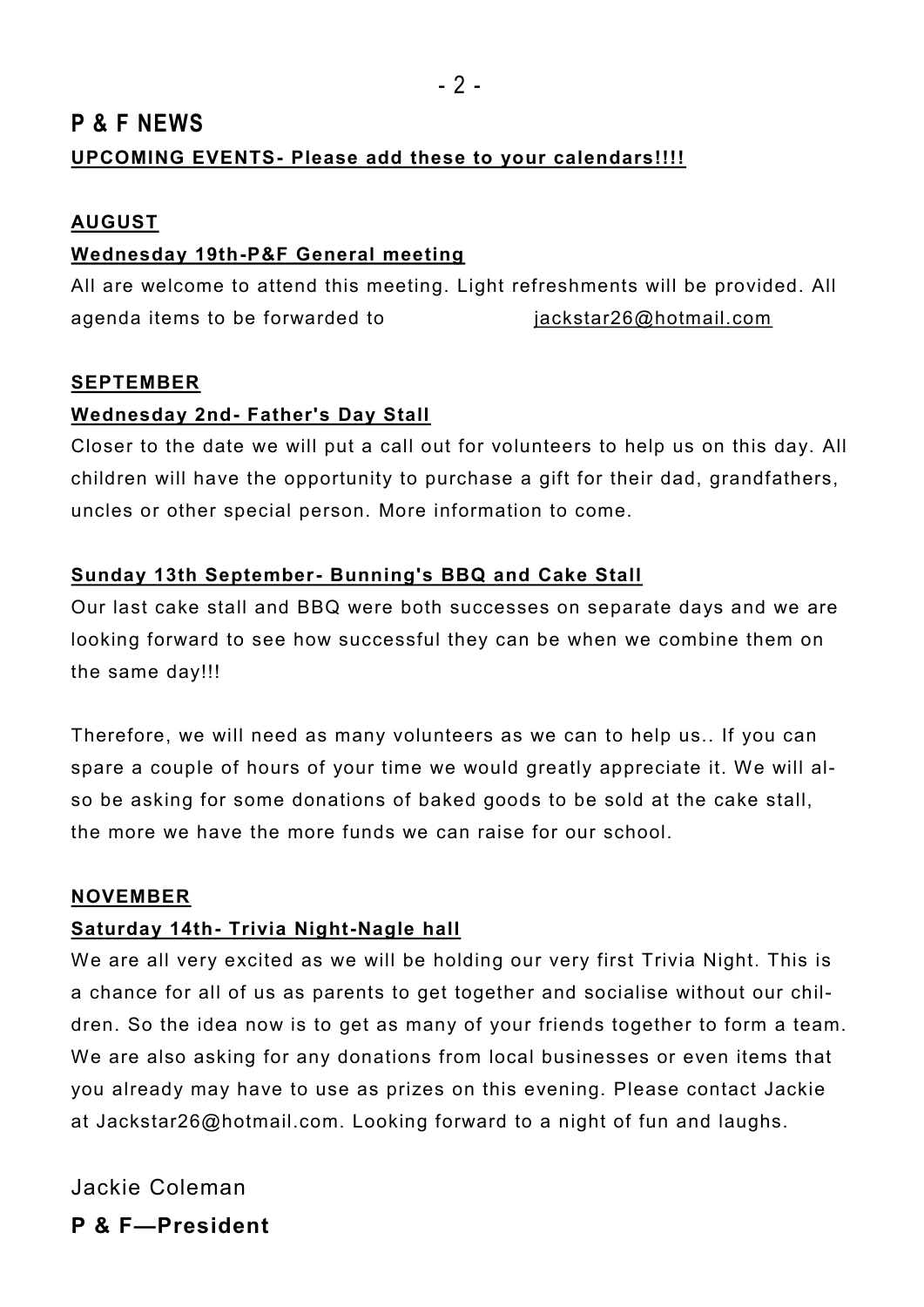## P & F NEWS

**UPCOMING EVENTS- Please add these to your calendars!!!!**

**AUGUST**

**Wednesday 19th-P&F General meeting**

All are welcome to attend this meeting. Light refreshments will be provided. All agenda items to be forwarded to jackstar26@hotmail.com

**SEPTEMBER**

**Wednesday 2nd- Father's Day Stall**

Closer to the date we will put a call out for volunteers to help us on this day. All children will have the opportunity to purchase a gift for their dad, grandfathers, uncles or other special person. More information to come.

**Sunday 13th September- Bunning's BBQ and Cake Stall**

Our last cake stall and BBQ were both successes on separate days and we are looking forward to see how successful they can be when we combine them on the same day!!!

Therefore, we will need as many volunteers as we can to help us.. If you can spare a couple of hours of your time we would greatly appreciate it. We will also be asking for some donations of baked goods to be sold at the cake stall, the more we have the more funds we can raise for our school.

**NOVEMBER**

**Saturday 14th- Trivia Night-Nagle hall**

We are all very excited as we will be holding our very first Trivia Night. This is a chance for all of us as parents to get together and socialise without our children. So the idea now is to get as many of your friends together to form a team. We are also asking for any donations from local businesses or even items that you already may have to use as prizes on this evening. Please contact Jackie at Jackstar26@hotmail.com. Looking forward to a night of fun and laughs.

Jackie Coleman

**P & F—President**